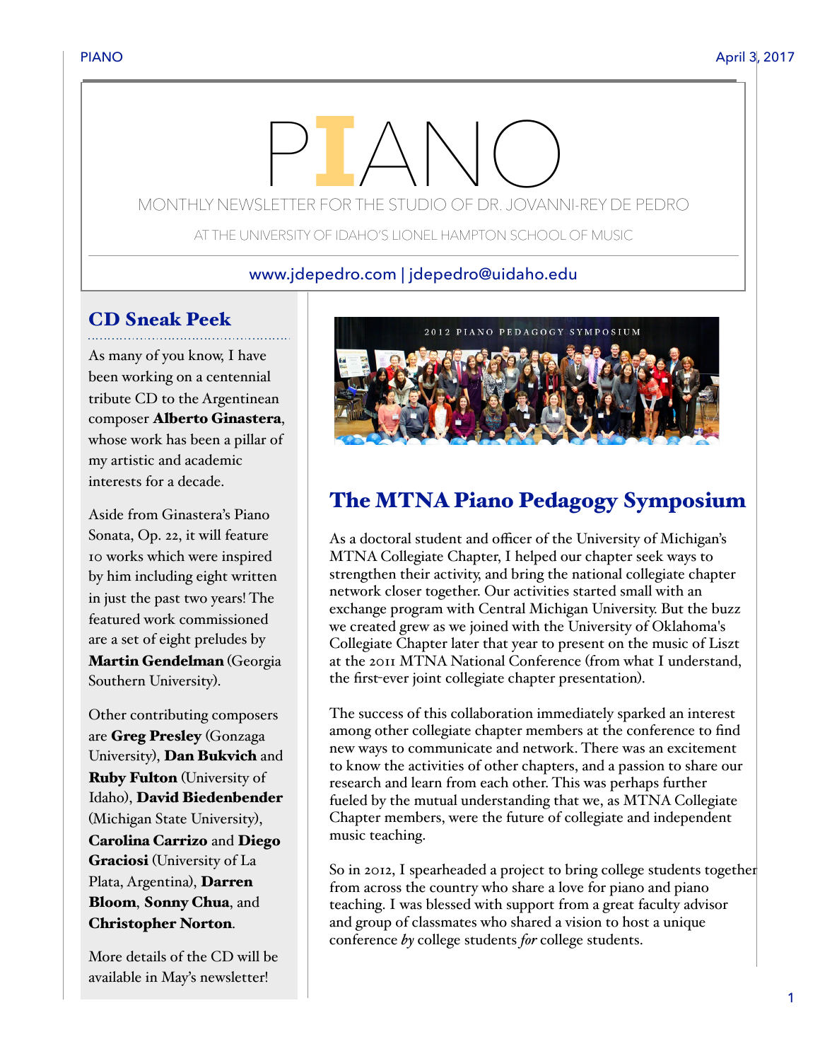# PIANO

MONTHLY NEWSLETTER FOR THE STUDIO OF DR. JOVANNI-REY DE PEDRO

AT THE UNIVERSITY OF IDAHO'S LIONEL HAMPTON SCHOOL OF MUSIC

www.jdepedro.com | jdepedro@uidaho.edu

## CD Sneak Peek

As many of you know, I have been working on a centennial tribute CD to the Argentinean composer **Alberto Ginastera**, whose work has been a pillar of my artistic and academic interests for a decade.

Aside from Ginastera's Piano Sonata, Op. 22, it will feature 10 works which were inspired by him including eight written in just the past two years! The featured work commissioned are a set of eight preludes by **Martin Gendelman** (Georgia Southern University).

Other contributing composers are **Greg Presley** (Gonzaga University), **Dan Bukvich** and **Ruby Fulton** (University of Idaho), **David Biedenbender** (Michigan State University), **Carolina Carrizo** and **Diego Graciosi** (University of La Plata, Argentina), **Darren Bloom**, **Sonny Chua**, and **Christopher Norton**.

More details of the CD will be available in May's newsletter!

## The MTNA Piano Pedagogy Symposium

As a doctoral student and officer of the University of Michigan's MTNA Collegiate Chapter, I helped our chapter seek ways to strengthen their activity, and bring the national collegiate chapter network closer together. Our activities started small with an exchange program with Central Michigan University. But the buzz we created grew as we joined with the University of Oklahoma's Collegiate Chapter later that year to present on the music of Liszt at the 2011 MTNA National Conference (from what I understand, the first-ever joint collegiate chapter presentation).

The success of this collaboration immediately sparked an interest among other collegiate chapter members at the conference to find new ways to communicate and network. There was an excitement to know the activities of other chapters, and a passion to share our research and learn from each other. This was perhaps further fueled by the mutual understanding that we, as MTNA Collegiate Chapter members, were the future of collegiate and independent music teaching.

So in 2012, I spearheaded a project to bring college students together from across the country who share a love for piano and piano teaching. I was blessed with support from a great faculty advisor and group of classmates who shared a vision to host a unique conference *by* college students *for* college students.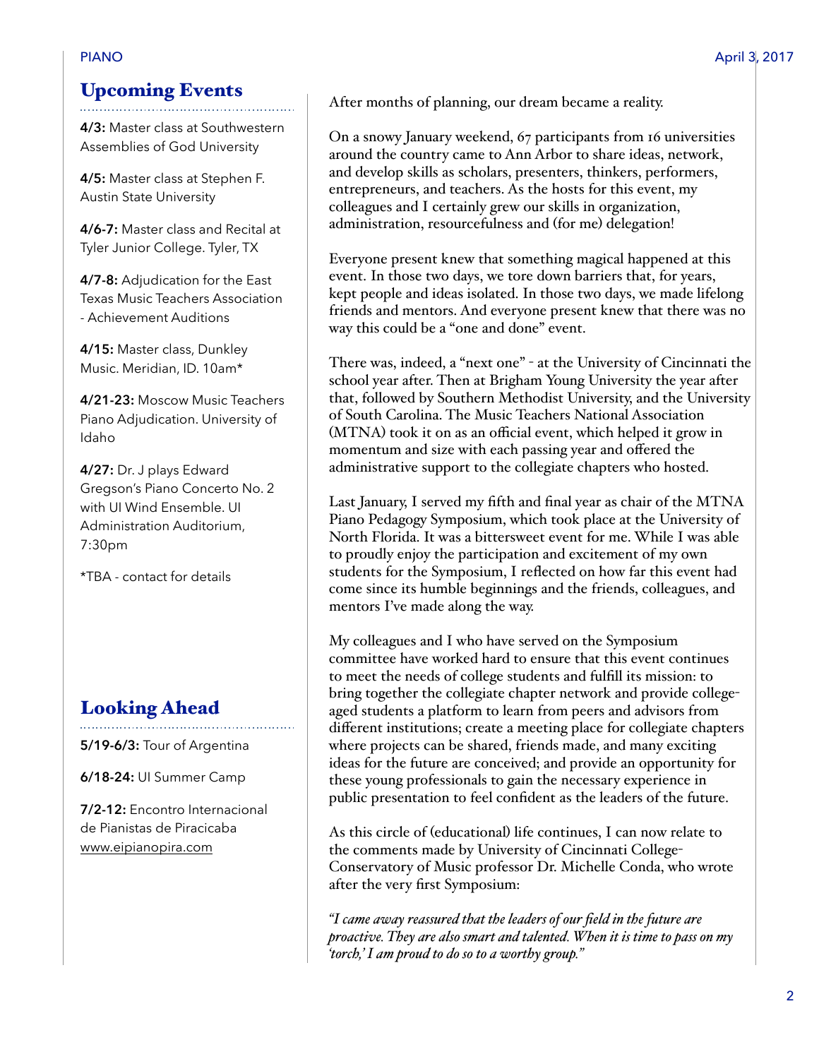## Upcoming Events

**4/3:** Master class at Southwestern Assemblies of God University

**4/5:** Master class at Stephen F. Austin State University

**4/6-7:** Master class and Recital at Tyler Junior College. Tyler, TX

**4/7-8:** Adjudication for the East Texas Music Teachers Association - Achievement Auditions

**4/15:** Master class, Dunkley Music. Meridian, ID. 10am*

**4/21-23:** Moscow Music Teachers Piano Adjudication. University of Idaho

**4/27:** Dr. J plays Edward Gregson's Piano Concerto No. 2 with UI Wind Ensemble. UI Administration Auditorium, 7:30pm

*TBA - contact for details

## Looking Ahead

**5/19-6/3:** Tour of Argentina

**6/18-24:** UI Summer Camp

**7/2-12:** Encontro Internacional de Pianistas de Piracicaba www.eipianopira.com

After months of planning, our dream became a reality.

On a snowy January weekend, 67 participants from 16 universities around the country came to Ann Arbor to share ideas, network, and develop skills as scholars, presenters, thinkers, performers, entrepreneurs, and teachers. As the hosts for this event, my colleagues and I certainly grew our skills in organization, administration, resourcefulness and (for me) delegation!

Everyone present knew that something magical happened at this event. In those two days, we tore down barriers that, for years, kept people and ideas isolated. In those two days, we made lifelong friends and mentors. And everyone present knew that there was no way this could be a "one and done" event.

There was, indeed, a "next one" - at the University of Cincinnati the school year after. Then at Brigham Young University the year after that, followed by Southern Methodist University, and the University of South Carolina. The Music Teachers National Association (MTNA) took it on as an official event, which helped it grow in momentum and size with each passing year and offered the administrative support to the collegiate chapters who hosted.

Last January, I served my fifth and final year as chair of the MTNA Piano Pedagogy Symposium, which took place at the University of North Florida. It was a bittersweet event for me. While I was able to proudly enjoy the participation and excitement of my own students for the Symposium, I reflected on how far this event had come since its humble beginnings and the friends, colleagues, and mentors I've made along the way.

My colleagues and I who have served on the Symposium committee have worked hard to ensure that this event continues to meet the needs of college students and fulfill its mission: to bring together the collegiate chapter network and provide college-aged students a platform to learn from peers and advisors from different institutions; create a meeting place for collegiate chapters where projects can be shared, friends made, and many exciting ideas for the future are conceived; and provide an opportunity for these young professionals to gain the necessary experience in public presentation to feel confident as the leaders of the future.

As this circle of (educational) life continues, I can now relate to the comments made by University of Cincinnati College-Conservatory of Music professor Dr. Michelle Conda, who wrote after the very first Symposium:

*"I came away reassured that the leaders of our field in the future are proactive. They are also smart and talented. When it is time to pass on my 'torch,' I am proud to do so to a worthy group."*